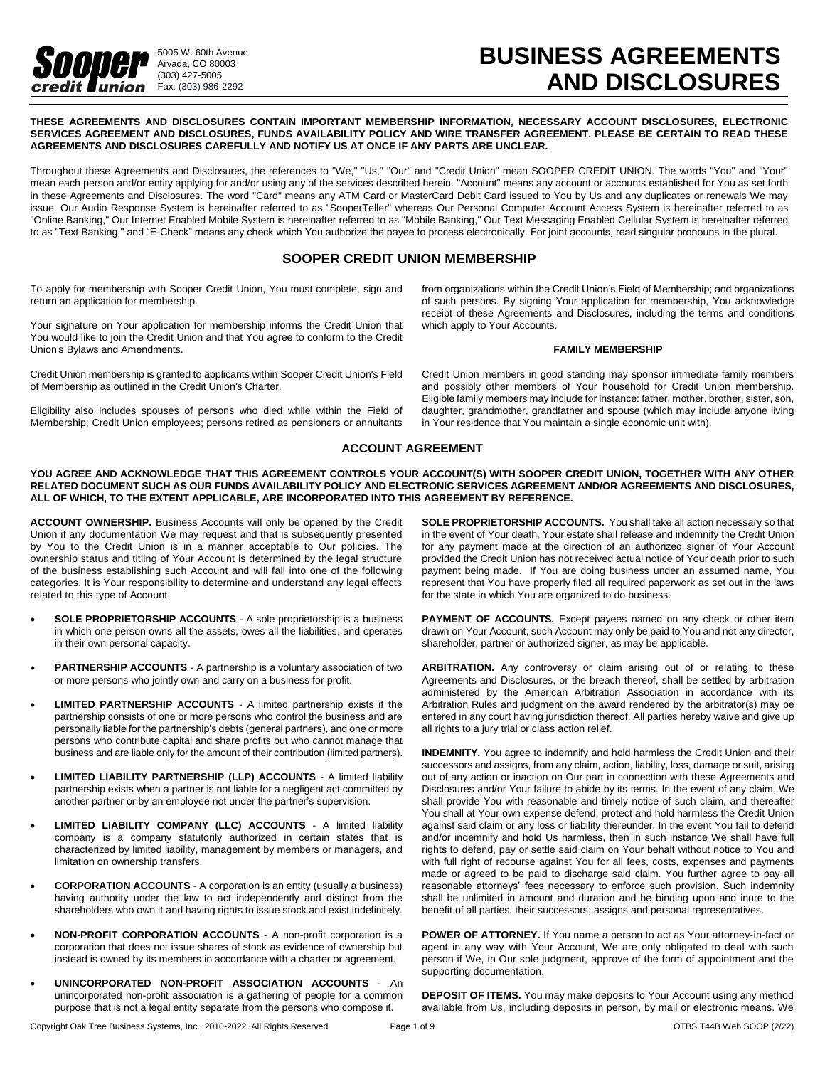**Sooper credit union**

5005 W. 60th Avenue
Arvada, CO 80003
(303) 427-5005
Fax: (303) 986-2292

# BUSINESS AGREEMENTS AND DISCLOSURES

**THESE AGREEMENTS AND DISCLOSURES CONTAIN IMPORTANT MEMBERSHIP INFORMATION, NECESSARY ACCOUNT DISCLOSURES, ELECTRONIC SERVICES AGREEMENT AND DISCLOSURES, FUNDS AVAILABILITY POLICY AND WIRE TRANSFER AGREEMENT. PLEASE BE CERTAIN TO READ THESE AGREEMENTS AND DISCLOSURES CAREFULLY AND NOTIFY US AT ONCE IF ANY PARTS ARE UNCLEAR.**

Throughout these Agreements and Disclosures, the references to "We," "Us," "Our" and "Credit Union" mean SOOPER CREDIT UNION. The words "You" and "Your" mean each person and/or entity applying for and/or using any of the services described herein. "Account" means any account or accounts established for You as set forth in these Agreements and Disclosures. The word "Card" means any ATM Card or MasterCard Debit Card issued to You by Us and any duplicates or renewals We may issue. Our Audio Response System is hereinafter referred to as "SooperTeller" whereas Our Personal Computer Account Access System is hereinafter referred to as "Online Banking," Our Internet Enabled Mobile System is hereinafter referred to as "Mobile Banking," Our Text Messaging Enabled Cellular System is hereinafter referred to as "Text Banking," and "E-Check" means any check which You authorize the payee to process electronically. For joint accounts, read singular pronouns in the plural.

## SOOPER CREDIT UNION MEMBERSHIP

To apply for membership with Sooper Credit Union, You must complete, sign and return an application for membership.

Your signature on Your application for membership informs the Credit Union that You would like to join the Credit Union and that You agree to conform to the Credit Union's Bylaws and Amendments.

Credit Union membership is granted to applicants within Sooper Credit Union's Field of Membership as outlined in the Credit Union's Charter.

Eligibility also includes spouses of persons who died while within the Field of Membership; Credit Union employees; persons retired as pensioners or annuitants from organizations within the Credit Union's Field of Membership; and organizations of such persons. By signing Your application for membership, You acknowledge receipt of these Agreements and Disclosures, including the terms and conditions which apply to Your Accounts.

### FAMILY MEMBERSHIP

Credit Union members in good standing may sponsor immediate family members and possibly other members of Your household for Credit Union membership. Eligible family members may include for instance: father, mother, brother, sister, son, daughter, grandmother, grandfather and spouse (which may include anyone living in Your residence that You maintain a single economic unit with).

## ACCOUNT AGREEMENT

**YOU AGREE AND ACKNOWLEDGE THAT THIS AGREEMENT CONTROLS YOUR ACCOUNT(S) WITH SOOPER CREDIT UNION, TOGETHER WITH ANY OTHER RELATED DOCUMENT SUCH AS OUR FUNDS AVAILABILITY POLICY AND ELECTRONIC SERVICES AGREEMENT AND/OR AGREEMENTS AND DISCLOSURES, ALL OF WHICH, TO THE EXTENT APPLICABLE, ARE INCORPORATED INTO THIS AGREEMENT BY REFERENCE.**

**ACCOUNT OWNERSHIP.** Business Accounts will only be opened by the Credit Union if any documentation We may request and that is subsequently presented by You to the Credit Union is in a manner acceptable to Our policies. The ownership status and titling of Your Account is determined by the legal structure of the business establishing such Account and will fall into one of the following categories. It is Your responsibility to determine and understand any legal effects related to this type of Account.

- **SOLE PROPRIETORSHIP ACCOUNTS** - A sole proprietorship is a business in which one person owns all the assets, owes all the liabilities, and operates in their own personal capacity.
- **PARTNERSHIP ACCOUNTS** - A partnership is a voluntary association of two or more persons who jointly own and carry on a business for profit.
- **LIMITED PARTNERSHIP ACCOUNTS** - A limited partnership exists if the partnership consists of one or more persons who control the business and are personally liable for the partnership's debts (general partners), and one or more persons who contribute capital and share profits but who cannot manage that business and are liable only for the amount of their contribution (limited partners).
- **LIMITED LIABILITY PARTNERSHIP (LLP) ACCOUNTS** - A limited liability partnership exists when a partner is not liable for a negligent act committed by another partner or by an employee not under the partner's supervision.
- **LIMITED LIABILITY COMPANY (LLC) ACCOUNTS** - A limited liability company is a company statutorily authorized in certain states that is characterized by limited liability, management by members or managers, and limitation on ownership transfers.
- **CORPORATION ACCOUNTS** - A corporation is an entity (usually a business) having authority under the law to act independently and distinct from the shareholders who own it and having rights to issue stock and exist indefinitely.
- **NON-PROFIT CORPORATION ACCOUNTS** - A non-profit corporation is a corporation that does not issue shares of stock as evidence of ownership but instead is owned by its members in accordance with a charter or agreement.
- **UNINCORPORATED NON-PROFIT ASSOCIATION ACCOUNTS** - An unincorporated non-profit association is a gathering of people for a common purpose that is not a legal entity separate from the persons who compose it.

**SOLE PROPRIETORSHIP ACCOUNTS.** You shall take all action necessary so that in the event of Your death, Your estate shall release and indemnify the Credit Union for any payment made at the direction of an authorized signer of Your Account provided the Credit Union has not received actual notice of Your death prior to such payment being made. If You are doing business under an assumed name, You represent that You have properly filed all required paperwork as set out in the laws for the state in which You are organized to do business.

**PAYMENT OF ACCOUNTS.** Except payees named on any check or other item drawn on Your Account, such Account may only be paid to You and not any director, shareholder, partner or authorized signer, as may be applicable.

**ARBITRATION.** Any controversy or claim arising out of or relating to these Agreements and Disclosures, or the breach thereof, shall be settled by arbitration administered by the American Arbitration Association in accordance with its Arbitration Rules and judgment on the award rendered by the arbitrator(s) may be entered in any court having jurisdiction thereof. All parties hereby waive and give up all rights to a jury trial or class action relief.

**INDEMNITY.** You agree to indemnify and hold harmless the Credit Union and their successors and assigns, from any claim, action, liability, loss, damage or suit, arising out of any action or inaction on Our part in connection with these Agreements and Disclosures and/or Your failure to abide by its terms. In the event of any claim, We shall provide You with reasonable and timely notice of such claim, and thereafter You shall at Your own expense defend, protect and hold harmless the Credit Union against said claim or any loss or liability thereunder. In the event You fail to defend and/or indemnify and hold Us harmless, then in such instance We shall have full rights to defend, pay or settle said claim on Your behalf without notice to You and with full right of recourse against You for all fees, costs, expenses and payments made or agreed to be paid to discharge said claim. You further agree to pay all reasonable attorneys' fees necessary to enforce such provision. Such indemnity shall be unlimited in amount and duration and shall be binding upon and inure to the benefit of all parties, their successors, assigns and personal representatives.

**POWER OF ATTORNEY.** If You name a person to act as Your attorney-in-fact or agent in any way with Your Account, We are only obligated to deal with such person if We, in Our sole judgment, approve of the form of appointment and the supporting documentation.

**DEPOSIT OF ITEMS.** You may make deposits to Your Account using any method available from Us, including deposits in person, by mail or electronic means. We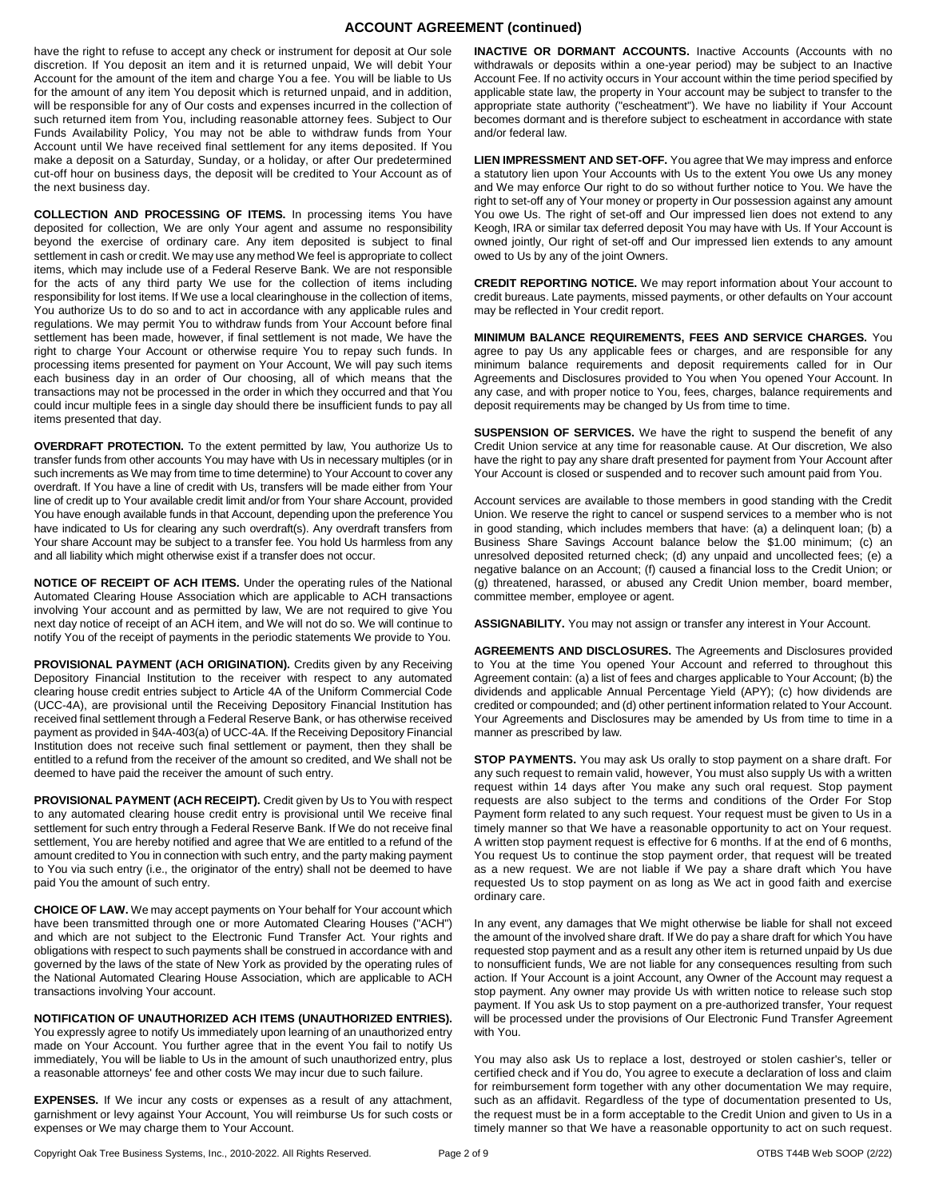## ACCOUNT AGREEMENT (continued)

have the right to refuse to accept any check or instrument for deposit at Our sole discretion. If You deposit an item and it is returned unpaid, We will debit Your Account for the amount of the item and charge You a fee. You will be liable to Us for the amount of any item You deposit which is returned unpaid, and in addition, will be responsible for any of Our costs and expenses incurred in the collection of such returned item from You, including reasonable attorney fees. Subject to Our Funds Availability Policy, You may not be able to withdraw funds from Your Account until We have received final settlement for any items deposited. If You make a deposit on a Saturday, Sunday, or a holiday, or after Our predetermined cut-off hour on business days, the deposit will be credited to Your Account as of the next business day.

**COLLECTION AND PROCESSING OF ITEMS.** In processing items You have deposited for collection, We are only Your agent and assume no responsibility beyond the exercise of ordinary care. Any item deposited is subject to final settlement in cash or credit. We may use any method We feel is appropriate to collect items, which may include use of a Federal Reserve Bank. We are not responsible for the acts of any third party We use for the collection of items including responsibility for lost items. If We use a local clearinghouse in the collection of items, You authorize Us to do so and to act in accordance with any applicable rules and regulations. We may permit You to withdraw funds from Your Account before final settlement has been made, however, if final settlement is not made, We have the right to charge Your Account or otherwise require You to repay such funds. In processing items presented for payment on Your Account, We will pay such items each business day in an order of Our choosing, all of which means that the transactions may not be processed in the order in which they occurred and that You could incur multiple fees in a single day should there be insufficient funds to pay all items presented that day.

**OVERDRAFT PROTECTION.** To the extent permitted by law, You authorize Us to transfer funds from other accounts You may have with Us in necessary multiples (or in such increments as We may from time to time determine) to Your Account to cover any overdraft. If You have a line of credit with Us, transfers will be made either from Your line of credit up to Your available credit limit and/or from Your share Account, provided You have enough available funds in that Account, depending upon the preference You have indicated to Us for clearing any such overdraft(s). Any overdraft transfers from Your share Account may be subject to a transfer fee. You hold Us harmless from any and all liability which might otherwise exist if a transfer does not occur.

**NOTICE OF RECEIPT OF ACH ITEMS.** Under the operating rules of the National Automated Clearing House Association which are applicable to ACH transactions involving Your account and as permitted by law, We are not required to give You next day notice of receipt of an ACH item, and We will not do so. We will continue to notify You of the receipt of payments in the periodic statements We provide to You.

**PROVISIONAL PAYMENT (ACH ORIGINATION).** Credits given by any Receiving Depository Financial Institution to the receiver with respect to any automated clearing house credit entries subject to Article 4A of the Uniform Commercial Code (UCC-4A), are provisional until the Receiving Depository Financial Institution has received final settlement through a Federal Reserve Bank, or has otherwise received payment as provided in §4A-403(a) of UCC-4A. If the Receiving Depository Financial Institution does not receive such final settlement or payment, then they shall be entitled to a refund from the receiver of the amount so credited, and We shall not be deemed to have paid the receiver the amount of such entry.

**PROVISIONAL PAYMENT (ACH RECEIPT).** Credit given by Us to You with respect to any automated clearing house credit entry is provisional until We receive final settlement for such entry through a Federal Reserve Bank. If We do not receive final settlement, You are hereby notified and agree that We are entitled to a refund of the amount credited to You in connection with such entry, and the party making payment to You via such entry (i.e., the originator of the entry) shall not be deemed to have paid You the amount of such entry.

**CHOICE OF LAW.** We may accept payments on Your behalf for Your account which have been transmitted through one or more Automated Clearing Houses ("ACH") and which are not subject to the Electronic Fund Transfer Act. Your rights and obligations with respect to such payments shall be construed in accordance with and governed by the laws of the state of New York as provided by the operating rules of the National Automated Clearing House Association, which are applicable to ACH transactions involving Your account.

**NOTIFICATION OF UNAUTHORIZED ACH ITEMS (UNAUTHORIZED ENTRIES).** You expressly agree to notify Us immediately upon learning of an unauthorized entry made on Your Account. You further agree that in the event You fail to notify Us immediately, You will be liable to Us in the amount of such unauthorized entry, plus a reasonable attorneys' fee and other costs We may incur due to such failure.

**EXPENSES.** If We incur any costs or expenses as a result of any attachment, garnishment or levy against Your Account, You will reimburse Us for such costs or expenses or We may charge them to Your Account.

**INACTIVE OR DORMANT ACCOUNTS.** Inactive Accounts (Accounts with no withdrawals or deposits within a one-year period) may be subject to an Inactive Account Fee. If no activity occurs in Your account within the time period specified by applicable state law, the property in Your account may be subject to transfer to the appropriate state authority ("escheatment"). We have no liability if Your Account becomes dormant and is therefore subject to escheatment in accordance with state and/or federal law.

**LIEN IMPRESSMENT AND SET-OFF.** You agree that We may impress and enforce a statutory lien upon Your Accounts with Us to the extent You owe Us any money and We may enforce Our right to do so without further notice to You. We have the right to set-off any of Your money or property in Our possession against any amount You owe Us. The right of set-off and Our impressed lien does not extend to any Keogh, IRA or similar tax deferred deposit You may have with Us. If Your Account is owned jointly, Our right of set-off and Our impressed lien extends to any amount owed to Us by any of the joint Owners.

**CREDIT REPORTING NOTICE.** We may report information about Your account to credit bureaus. Late payments, missed payments, or other defaults on Your account may be reflected in Your credit report.

**MINIMUM BALANCE REQUIREMENTS, FEES AND SERVICE CHARGES.** You agree to pay Us any applicable fees or charges, and are responsible for any minimum balance requirements and deposit requirements called for in Our Agreements and Disclosures provided to You when You opened Your Account. In any case, and with proper notice to You, fees, charges, balance requirements and deposit requirements may be changed by Us from time to time.

**SUSPENSION OF SERVICES.** We have the right to suspend the benefit of any Credit Union service at any time for reasonable cause. At Our discretion, We also have the right to pay any share draft presented for payment from Your Account after Your Account is closed or suspended and to recover such amount paid from You.

Account services are available to those members in good standing with the Credit Union. We reserve the right to cancel or suspend services to a member who is not in good standing, which includes members that have: (a) a delinquent loan; (b) a Business Share Savings Account balance below the $1.00 minimum; (c) an unresolved deposited returned check; (d) any unpaid and uncollected fees; (e) a negative balance on an Account; (f) caused a financial loss to the Credit Union; or (g) threatened, harassed, or abused any Credit Union member, board member, committee member, employee or agent.

**ASSIGNABILITY.** You may not assign or transfer any interest in Your Account.

**AGREEMENTS AND DISCLOSURES.** The Agreements and Disclosures provided to You at the time You opened Your Account and referred to throughout this Agreement contain: (a) a list of fees and charges applicable to Your Account; (b) the dividends and applicable Annual Percentage Yield (APY); (c) how dividends are credited or compounded; and (d) other pertinent information related to Your Account. Your Agreements and Disclosures may be amended by Us from time to time in a manner as prescribed by law.

**STOP PAYMENTS.** You may ask Us orally to stop payment on a share draft. For any such request to remain valid, however, You must also supply Us with a written request within 14 days after You make any such oral request. Stop payment requests are also subject to the terms and conditions of the Order For Stop Payment form related to any such request. Your request must be given to Us in a timely manner so that We have a reasonable opportunity to act on Your request. A written stop payment request is effective for 6 months. If at the end of 6 months, You request Us to continue the stop payment order, that request will be treated as a new request. We are not liable if We pay a share draft which You have requested Us to stop payment on as long as We act in good faith and exercise ordinary care.

In any event, any damages that We might otherwise be liable for shall not exceed the amount of the involved share draft. If We do pay a share draft for which You have requested stop payment and as a result any other item is returned unpaid by Us due to nonsufficient funds, We are not liable for any consequences resulting from such action. If Your Account is a joint Account, any Owner of the Account may request a stop payment. Any owner may provide Us with written notice to release such stop payment. If You ask Us to stop payment on a pre-authorized transfer, Your request will be processed under the provisions of Our Electronic Fund Transfer Agreement with You.

You may also ask Us to replace a lost, destroyed or stolen cashier's, teller or certified check and if You do, You agree to execute a declaration of loss and claim for reimbursement form together with any other documentation We may require, such as an affidavit. Regardless of the type of documentation presented to Us, the request must be in a form acceptable to the Credit Union and given to Us in a timely manner so that We have a reasonable opportunity to act on such request.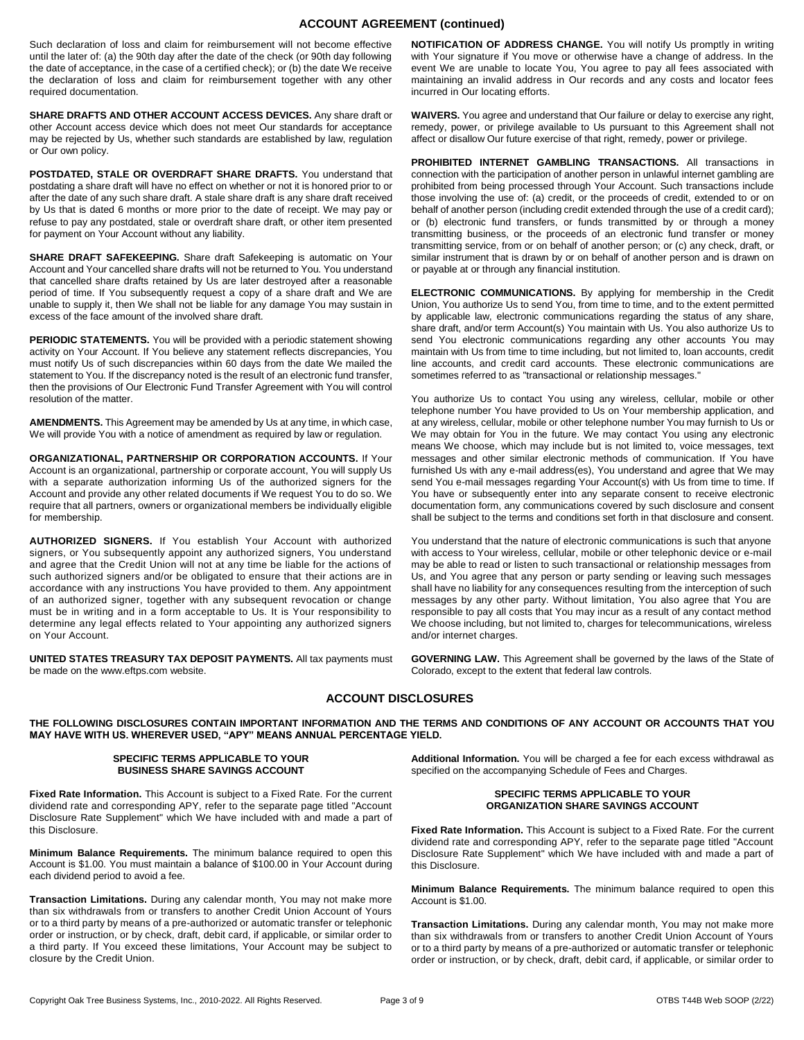## ACCOUNT AGREEMENT (continued)

Such declaration of loss and claim for reimbursement will not become effective until the later of: (a) the 90th day after the date of the check (or 90th day following the date of acceptance, in the case of a certified check); or (b) the date We receive the declaration of loss and claim for reimbursement together with any other required documentation.

**SHARE DRAFTS AND OTHER ACCOUNT ACCESS DEVICES.** Any share draft or other Account access device which does not meet Our standards for acceptance may be rejected by Us, whether such standards are established by law, regulation or Our own policy.

**POSTDATED, STALE OR OVERDRAFT SHARE DRAFTS.** You understand that postdating a share draft will have no effect on whether or not it is honored prior to or after the date of any such share draft. A stale share draft is any share draft received by Us that is dated 6 months or more prior to the date of receipt. We may pay or refuse to pay any postdated, stale or overdraft share draft, or other item presented for payment on Your Account without any liability.

**SHARE DRAFT SAFEKEEPING.** Share draft Safekeeping is automatic on Your Account and Your cancelled share drafts will not be returned to You. You understand that cancelled share drafts retained by Us are later destroyed after a reasonable period of time. If You subsequently request a copy of a share draft and We are unable to supply it, then We shall not be liable for any damage You may sustain in excess of the face amount of the involved share draft.

**PERIODIC STATEMENTS.** You will be provided with a periodic statement showing activity on Your Account. If You believe any statement reflects discrepancies, You must notify Us of such discrepancies within 60 days from the date We mailed the statement to You. If the discrepancy noted is the result of an electronic fund transfer, then the provisions of Our Electronic Fund Transfer Agreement with You will control resolution of the matter.

**AMENDMENTS.** This Agreement may be amended by Us at any time, in which case, We will provide You with a notice of amendment as required by law or regulation.

**ORGANIZATIONAL, PARTNERSHIP OR CORPORATION ACCOUNTS.** If Your Account is an organizational, partnership or corporate account, You will supply Us with a separate authorization informing Us of the authorized signers for the Account and provide any other related documents if We request You to do so. We require that all partners, owners or organizational members be individually eligible for membership.

**AUTHORIZED SIGNERS.** If You establish Your Account with authorized signers, or You subsequently appoint any authorized signers, You understand and agree that the Credit Union will not at any time be liable for the actions of such authorized signers and/or be obligated to ensure that their actions are in accordance with any instructions You have provided to them. Any appointment of an authorized signer, together with any subsequent revocation or change must be in writing and in a form acceptable to Us. It is Your responsibility to determine any legal effects related to Your appointing any authorized signers on Your Account.

**UNITED STATES TREASURY TAX DEPOSIT PAYMENTS.** All tax payments must be made on the www.eftps.com website.

**NOTIFICATION OF ADDRESS CHANGE.** You will notify Us promptly in writing with Your signature if You move or otherwise have a change of address. In the event We are unable to locate You, You agree to pay all fees associated with maintaining an invalid address in Our records and any costs and locator fees incurred in Our locating efforts.

**WAIVERS.** You agree and understand that Our failure or delay to exercise any right, remedy, power, or privilege available to Us pursuant to this Agreement shall not affect or disallow Our future exercise of that right, remedy, power or privilege.

**PROHIBITED INTERNET GAMBLING TRANSACTIONS.** All transactions in connection with the participation of another person in unlawful internet gambling are prohibited from being processed through Your Account. Such transactions include those involving the use of: (a) credit, or the proceeds of credit, extended to or on behalf of another person (including credit extended through the use of a credit card); or (b) electronic fund transfers, or funds transmitted by or through a money transmitting business, or the proceeds of an electronic fund transfer or money transmitting service, from or on behalf of another person; or (c) any check, draft, or similar instrument that is drawn by or on behalf of another person and is drawn on or payable at or through any financial institution.

**ELECTRONIC COMMUNICATIONS.** By applying for membership in the Credit Union, You authorize Us to send You, from time to time, and to the extent permitted by applicable law, electronic communications regarding the status of any share, share draft, and/or term Account(s) You maintain with Us. You also authorize Us to send You electronic communications regarding any other accounts You may maintain with Us from time to time including, but not limited to, loan accounts, credit line accounts, and credit card accounts. These electronic communications are sometimes referred to as "transactional or relationship messages."

You authorize Us to contact You using any wireless, cellular, mobile or other telephone number You have provided to Us on Your membership application, and at any wireless, cellular, mobile or other telephone number You may furnish to Us or We may obtain for You in the future. We may contact You using any electronic means We choose, which may include but is not limited to, voice messages, text messages and other similar electronic methods of communication. If You have furnished Us with any e-mail address(es), You understand and agree that We may send You e-mail messages regarding Your Account(s) with Us from time to time. If You have or subsequently enter into any separate consent to receive electronic documentation form, any communications covered by such disclosure and consent shall be subject to the terms and conditions set forth in that disclosure and consent.

You understand that the nature of electronic communications is such that anyone with access to Your wireless, cellular, mobile or other telephonic device or e-mail may be able to read or listen to such transactional or relationship messages from Us, and You agree that any person or party sending or leaving such messages shall have no liability for any consequences resulting from the interception of such messages by any other party. Without limitation, You also agree that You are responsible to pay all costs that You may incur as a result of any contact method We choose including, but not limited to, charges for telecommunications, wireless and/or internet charges.

**GOVERNING LAW.** This Agreement shall be governed by the laws of the State of Colorado, except to the extent that federal law controls.

## ACCOUNT DISCLOSURES

**THE FOLLOWING DISCLOSURES CONTAIN IMPORTANT INFORMATION AND THE TERMS AND CONDITIONS OF ANY ACCOUNT OR ACCOUNTS THAT YOU MAY HAVE WITH US. WHEREVER USED, "APY" MEANS ANNUAL PERCENTAGE YIELD.**

### SPECIFIC TERMS APPLICABLE TO YOUR BUSINESS SHARE SAVINGS ACCOUNT

**Fixed Rate Information.** This Account is subject to a Fixed Rate. For the current dividend rate and corresponding APY, refer to the separate page titled "Account Disclosure Rate Supplement" which We have included with and made a part of this Disclosure.

**Minimum Balance Requirements.** The minimum balance required to open this Account is $1.00. You must maintain a balance of $100.00 in Your Account during each dividend period to avoid a fee.

**Transaction Limitations.** During any calendar month, You may not make more than six withdrawals from or transfers to another Credit Union Account of Yours or to a third party by means of a pre-authorized or automatic transfer or telephonic order or instruction, or by check, draft, debit card, if applicable, or similar order to a third party. If You exceed these limitations, Your Account may be subject to closure by the Credit Union.

**Additional Information.** You will be charged a fee for each excess withdrawal as specified on the accompanying Schedule of Fees and Charges.

### SPECIFIC TERMS APPLICABLE TO YOUR ORGANIZATION SHARE SAVINGS ACCOUNT

**Fixed Rate Information.** This Account is subject to a Fixed Rate. For the current dividend rate and corresponding APY, refer to the separate page titled "Account Disclosure Rate Supplement" which We have included with and made a part of this Disclosure.

**Minimum Balance Requirements.** The minimum balance required to open this Account is $1.00.

**Transaction Limitations.** During any calendar month, You may not make more than six withdrawals from or transfers to another Credit Union Account of Yours or to a third party by means of a pre-authorized or automatic transfer or telephonic order or instruction, or by check, draft, debit card, if applicable, or similar order to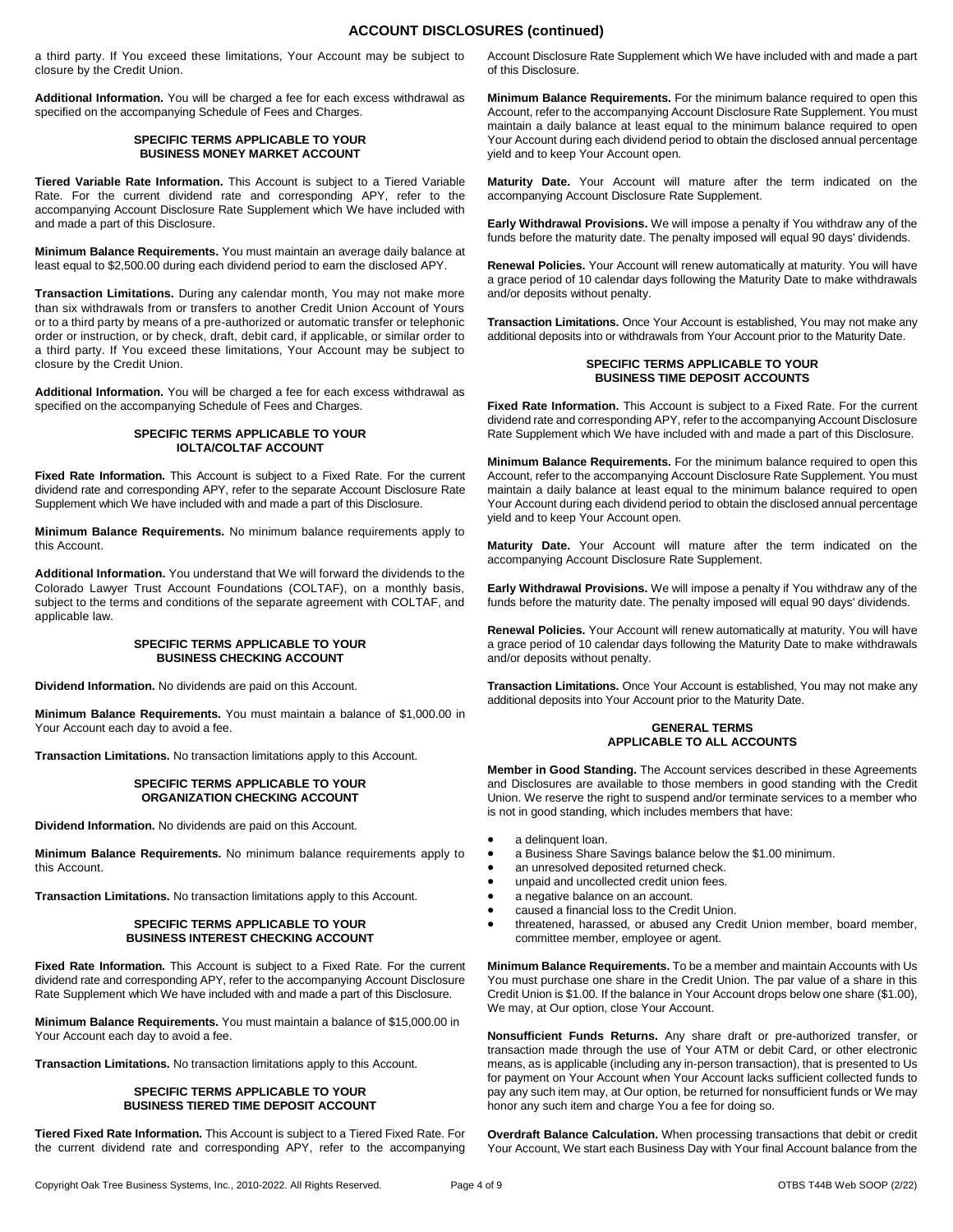## ACCOUNT DISCLOSURES (continued)

a third party. If You exceed these limitations, Your Account may be subject to closure by the Credit Union.

**Additional Information.** You will be charged a fee for each excess withdrawal as specified on the accompanying Schedule of Fees and Charges.

### SPECIFIC TERMS APPLICABLE TO YOUR BUSINESS MONEY MARKET ACCOUNT

**Tiered Variable Rate Information.** This Account is subject to a Tiered Variable Rate. For the current dividend rate and corresponding APY, refer to the accompanying Account Disclosure Rate Supplement which We have included with and made a part of this Disclosure.

**Minimum Balance Requirements.** You must maintain an average daily balance at least equal to $2,500.00 during each dividend period to earn the disclosed APY.

**Transaction Limitations.** During any calendar month, You may not make more than six withdrawals from or transfers to another Credit Union Account of Yours or to a third party by means of a pre-authorized or automatic transfer or telephonic order or instruction, or by check, draft, debit card, if applicable, or similar order to a third party. If You exceed these limitations, Your Account may be subject to closure by the Credit Union.

**Additional Information.** You will be charged a fee for each excess withdrawal as specified on the accompanying Schedule of Fees and Charges.

### SPECIFIC TERMS APPLICABLE TO YOUR IOLTA/COLTAF ACCOUNT

**Fixed Rate Information.** This Account is subject to a Fixed Rate. For the current dividend rate and corresponding APY, refer to the separate Account Disclosure Rate Supplement which We have included with and made a part of this Disclosure.

**Minimum Balance Requirements.** No minimum balance requirements apply to this Account.

**Additional Information.** You understand that We will forward the dividends to the Colorado Lawyer Trust Account Foundations (COLTAF), on a monthly basis, subject to the terms and conditions of the separate agreement with COLTAF, and applicable law.

### SPECIFIC TERMS APPLICABLE TO YOUR BUSINESS CHECKING ACCOUNT

**Dividend Information.** No dividends are paid on this Account.

**Minimum Balance Requirements.** You must maintain a balance of $1,000.00 in Your Account each day to avoid a fee.

**Transaction Limitations.** No transaction limitations apply to this Account.

### SPECIFIC TERMS APPLICABLE TO YOUR ORGANIZATION CHECKING ACCOUNT

**Dividend Information.** No dividends are paid on this Account.

**Minimum Balance Requirements.** No minimum balance requirements apply to this Account.

**Transaction Limitations.** No transaction limitations apply to this Account.

### SPECIFIC TERMS APPLICABLE TO YOUR BUSINESS INTEREST CHECKING ACCOUNT

**Fixed Rate Information.** This Account is subject to a Fixed Rate. For the current dividend rate and corresponding APY, refer to the accompanying Account Disclosure Rate Supplement which We have included with and made a part of this Disclosure.

**Minimum Balance Requirements.** You must maintain a balance of $15,000.00 in Your Account each day to avoid a fee.

**Transaction Limitations.** No transaction limitations apply to this Account.

### SPECIFIC TERMS APPLICABLE TO YOUR BUSINESS TIERED TIME DEPOSIT ACCOUNT

**Tiered Fixed Rate Information.** This Account is subject to a Tiered Fixed Rate. For the current dividend rate and corresponding APY, refer to the accompanying Account Disclosure Rate Supplement which We have included with and made a part of this Disclosure.

**Minimum Balance Requirements.** For the minimum balance required to open this Account, refer to the accompanying Account Disclosure Rate Supplement. You must maintain a daily balance at least equal to the minimum balance required to open Your Account during each dividend period to obtain the disclosed annual percentage yield and to keep Your Account open.

**Maturity Date.** Your Account will mature after the term indicated on the accompanying Account Disclosure Rate Supplement.

**Early Withdrawal Provisions.** We will impose a penalty if You withdraw any of the funds before the maturity date. The penalty imposed will equal 90 days' dividends.

**Renewal Policies.** Your Account will renew automatically at maturity. You will have a grace period of 10 calendar days following the Maturity Date to make withdrawals and/or deposits without penalty.

**Transaction Limitations.** Once Your Account is established, You may not make any additional deposits into or withdrawals from Your Account prior to the Maturity Date.

### SPECIFIC TERMS APPLICABLE TO YOUR BUSINESS TIME DEPOSIT ACCOUNTS

**Fixed Rate Information.** This Account is subject to a Fixed Rate. For the current dividend rate and corresponding APY, refer to the accompanying Account Disclosure Rate Supplement which We have included with and made a part of this Disclosure.

**Minimum Balance Requirements.** For the minimum balance required to open this Account, refer to the accompanying Account Disclosure Rate Supplement. You must maintain a daily balance at least equal to the minimum balance required to open Your Account during each dividend period to obtain the disclosed annual percentage yield and to keep Your Account open.

**Maturity Date.** Your Account will mature after the term indicated on the accompanying Account Disclosure Rate Supplement.

**Early Withdrawal Provisions.** We will impose a penalty if You withdraw any of the funds before the maturity date. The penalty imposed will equal 90 days' dividends.

**Renewal Policies.** Your Account will renew automatically at maturity. You will have a grace period of 10 calendar days following the Maturity Date to make withdrawals and/or deposits without penalty.

**Transaction Limitations.** Once Your Account is established, You may not make any additional deposits into Your Account prior to the Maturity Date.

### GENERAL TERMS APPLICABLE TO ALL ACCOUNTS

**Member in Good Standing.** The Account services described in these Agreements and Disclosures are available to those members in good standing with the Credit Union. We reserve the right to suspend and/or terminate services to a member who is not in good standing, which includes members that have:

- a delinquent loan.
- a Business Share Savings balance below the $1.00 minimum.
- an unresolved deposited returned check.
- unpaid and uncollected credit union fees.
- a negative balance on an account.
- caused a financial loss to the Credit Union.
- threatened, harassed, or abused any Credit Union member, board member, committee member, employee or agent.

**Minimum Balance Requirements.** To be a member and maintain Accounts with Us You must purchase one share in the Credit Union. The par value of a share in this Credit Union is $1.00. If the balance in Your Account drops below one share ($1.00), We may, at Our option, close Your Account.

**Nonsufficient Funds Returns.** Any share draft or pre-authorized transfer, or transaction made through the use of Your ATM or debit Card, or other electronic means, as is applicable (including any in-person transaction), that is presented to Us for payment on Your Account when Your Account lacks sufficient collected funds to pay any such item may, at Our option, be returned for nonsufficient funds or We may honor any such item and charge You a fee for doing so.

**Overdraft Balance Calculation.** When processing transactions that debit or credit Your Account, We start each Business Day with Your final Account balance from the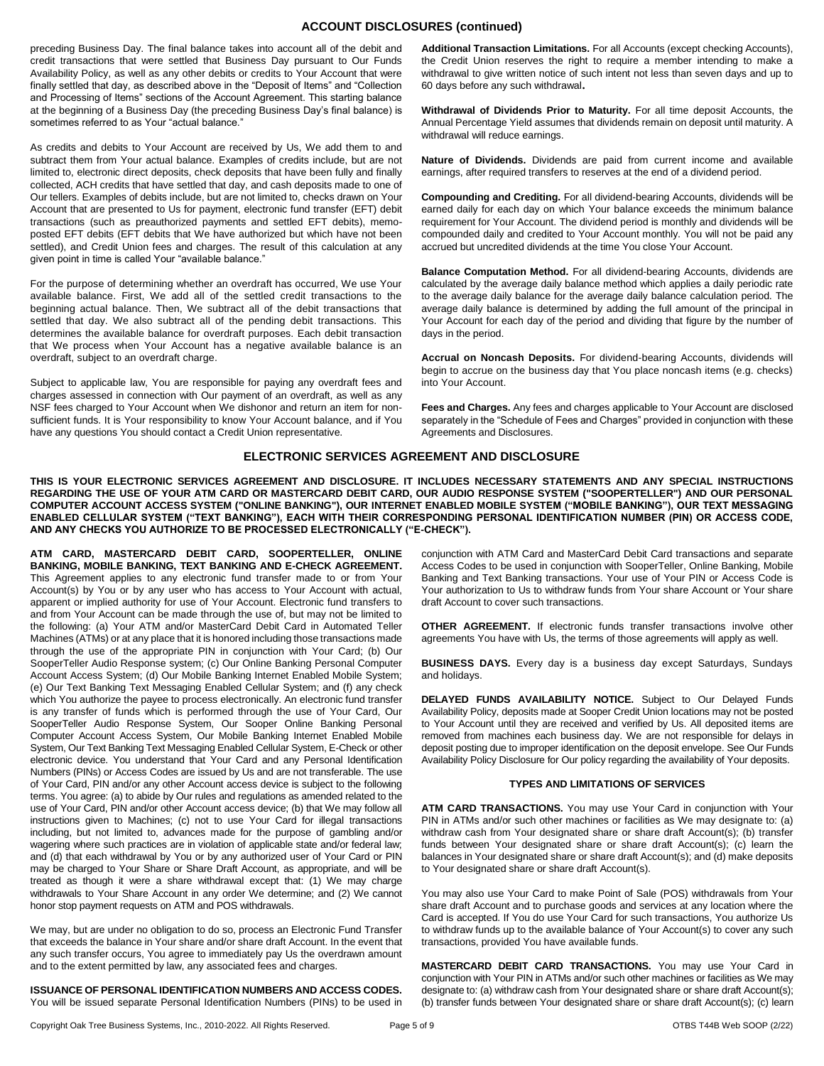## ACCOUNT DISCLOSURES (continued)

preceding Business Day. The final balance takes into account all of the debit and credit transactions that were settled that Business Day pursuant to Our Funds Availability Policy, as well as any other debits or credits to Your Account that were finally settled that day, as described above in the "Deposit of Items" and "Collection and Processing of Items" sections of the Account Agreement. This starting balance at the beginning of a Business Day (the preceding Business Day's final balance) is sometimes referred to as Your "actual balance."

As credits and debits to Your Account are received by Us, We add them to and subtract them from Your actual balance. Examples of credits include, but are not limited to, electronic direct deposits, check deposits that have been fully and finally collected, ACH credits that have settled that day, and cash deposits made to one of Our tellers. Examples of debits include, but are not limited to, checks drawn on Your Account that are presented to Us for payment, electronic fund transfer (EFT) debit transactions (such as preauthorized payments and settled EFT debits), memo-posted EFT debits (EFT debits that We have authorized but which have not been settled), and Credit Union fees and charges. The result of this calculation at any given point in time is called Your "available balance."

For the purpose of determining whether an overdraft has occurred, We use Your available balance. First, We add all of the settled credit transactions to the beginning actual balance. Then, We subtract all of the debit transactions that settled that day. We also subtract all of the pending debit transactions. This determines the available balance for overdraft purposes. Each debit transaction that We process when Your Account has a negative available balance is an overdraft, subject to an overdraft charge.

Subject to applicable law, You are responsible for paying any overdraft fees and charges assessed in connection with Our payment of an overdraft, as well as any NSF fees charged to Your Account when We dishonor and return an item for non-sufficient funds. It is Your responsibility to know Your Account balance, and if You have any questions You should contact a Credit Union representative.

**Additional Transaction Limitations.** For all Accounts (except checking Accounts), the Credit Union reserves the right to require a member intending to make a withdrawal to give written notice of such intent not less than seven days and up to 60 days before any such withdrawal**.**

**Withdrawal of Dividends Prior to Maturity.** For all time deposit Accounts, the Annual Percentage Yield assumes that dividends remain on deposit until maturity. A withdrawal will reduce earnings.

**Nature of Dividends.** Dividends are paid from current income and available earnings, after required transfers to reserves at the end of a dividend period.

**Compounding and Crediting.** For all dividend-bearing Accounts, dividends will be earned daily for each day on which Your balance exceeds the minimum balance requirement for Your Account. The dividend period is monthly and dividends will be compounded daily and credited to Your Account monthly. You will not be paid any accrued but uncredited dividends at the time You close Your Account.

**Balance Computation Method.** For all dividend-bearing Accounts, dividends are calculated by the average daily balance method which applies a daily periodic rate to the average daily balance for the average daily balance calculation period. The average daily balance is determined by adding the full amount of the principal in Your Account for each day of the period and dividing that figure by the number of days in the period.

**Accrual on Noncash Deposits.** For dividend-bearing Accounts, dividends will begin to accrue on the business day that You place noncash items (e.g. checks) into Your Account.

**Fees and Charges.** Any fees and charges applicable to Your Account are disclosed separately in the "Schedule of Fees and Charges" provided in conjunction with these Agreements and Disclosures.

## ELECTRONIC SERVICES AGREEMENT AND DISCLOSURE

**THIS IS YOUR ELECTRONIC SERVICES AGREEMENT AND DISCLOSURE. IT INCLUDES NECESSARY STATEMENTS AND ANY SPECIAL INSTRUCTIONS REGARDING THE USE OF YOUR ATM CARD OR MASTERCARD DEBIT CARD, OUR AUDIO RESPONSE SYSTEM ("SOOPERTELLER") AND OUR PERSONAL COMPUTER ACCOUNT ACCESS SYSTEM ("ONLINE BANKING"), OUR INTERNET ENABLED MOBILE SYSTEM ("MOBILE BANKING"), OUR TEXT MESSAGING ENABLED CELLULAR SYSTEM ("TEXT BANKING"), EACH WITH THEIR CORRESPONDING PERSONAL IDENTIFICATION NUMBER (PIN) OR ACCESS CODE, AND ANY CHECKS YOU AUTHORIZE TO BE PROCESSED ELECTRONICALLY ("E-CHECK").**

**ATM CARD, MASTERCARD DEBIT CARD, SOOPERTELLER, ONLINE BANKING, MOBILE BANKING, TEXT BANKING AND E-CHECK AGREEMENT.** This Agreement applies to any electronic fund transfer made to or from Your Account(s) by You or by any user who has access to Your Account with actual, apparent or implied authority for use of Your Account. Electronic fund transfers to and from Your Account can be made through the use of, but may not be limited to the following: (a) Your ATM and/or MasterCard Debit Card in Automated Teller Machines (ATMs) or at any place that it is honored including those transactions made through the use of the appropriate PIN in conjunction with Your Card; (b) Our SooperTeller Audio Response system; (c) Our Online Banking Personal Computer Account Access System; (d) Our Mobile Banking Internet Enabled Mobile System; (e) Our Text Banking Text Messaging Enabled Cellular System; and (f) any check which You authorize the payee to process electronically. An electronic fund transfer is any transfer of funds which is performed through the use of Your Card, Our SooperTeller Audio Response System, Our Sooper Online Banking Personal Computer Account Access System, Our Mobile Banking Internet Enabled Mobile System, Our Text Banking Text Messaging Enabled Cellular System, E-Check or other electronic device. You understand that Your Card and any Personal Identification Numbers (PINs) or Access Codes are issued by Us and are not transferable. The use of Your Card, PIN and/or any other Account access device is subject to the following terms. You agree: (a) to abide by Our rules and regulations as amended related to the use of Your Card, PIN and/or other Account access device; (b) that We may follow all instructions given to Machines; (c) not to use Your Card for illegal transactions including, but not limited to, advances made for the purpose of gambling and/or wagering where such practices are in violation of applicable state and/or federal law; and (d) that each withdrawal by You or by any authorized user of Your Card or PIN may be charged to Your Share or Share Draft Account, as appropriate, and will be treated as though it were a share withdrawal except that: (1) We may charge withdrawals to Your Share Account in any order We determine; and (2) We cannot honor stop payment requests on ATM and POS withdrawals.

We may, but are under no obligation to do so, process an Electronic Fund Transfer that exceeds the balance in Your share and/or share draft Account. In the event that any such transfer occurs, You agree to immediately pay Us the overdrawn amount and to the extent permitted by law, any associated fees and charges.

**ISSUANCE OF PERSONAL IDENTIFICATION NUMBERS AND ACCESS CODES.** You will be issued separate Personal Identification Numbers (PINs) to be used in conjunction with ATM Card and MasterCard Debit Card transactions and separate Access Codes to be used in conjunction with SooperTeller, Online Banking, Mobile Banking and Text Banking transactions. Your use of Your PIN or Access Code is Your authorization to Us to withdraw funds from Your share Account or Your share draft Account to cover such transactions.

**OTHER AGREEMENT.** If electronic funds transfer transactions involve other agreements You have with Us, the terms of those agreements will apply as well.

**BUSINESS DAYS.** Every day is a business day except Saturdays, Sundays and holidays.

**DELAYED FUNDS AVAILABILITY NOTICE.** Subject to Our Delayed Funds Availability Policy, deposits made at Sooper Credit Union locations may not be posted to Your Account until they are received and verified by Us. All deposited items are removed from machines each business day. We are not responsible for delays in deposit posting due to improper identification on the deposit envelope. See Our Funds Availability Policy Disclosure for Our policy regarding the availability of Your deposits.

### TYPES AND LIMITATIONS OF SERVICES

**ATM CARD TRANSACTIONS.** You may use Your Card in conjunction with Your PIN in ATMs and/or such other machines or facilities as We may designate to: (a) withdraw cash from Your designated share or share draft Account(s); (b) transfer funds between Your designated share or share draft Account(s); (c) learn the balances in Your designated share or share draft Account(s); and (d) make deposits to Your designated share or share draft Account(s).

You may also use Your Card to make Point of Sale (POS) withdrawals from Your share draft Account and to purchase goods and services at any location where the Card is accepted. If You do use Your Card for such transactions, You authorize Us to withdraw funds up to the available balance of Your Account(s) to cover any such transactions, provided You have available funds.

**MASTERCARD DEBIT CARD TRANSACTIONS.** You may use Your Card in conjunction with Your PIN in ATMs and/or such other machines or facilities as We may designate to: (a) withdraw cash from Your designated share or share draft Account(s); (b) transfer funds between Your designated share or share draft Account(s); (c) learn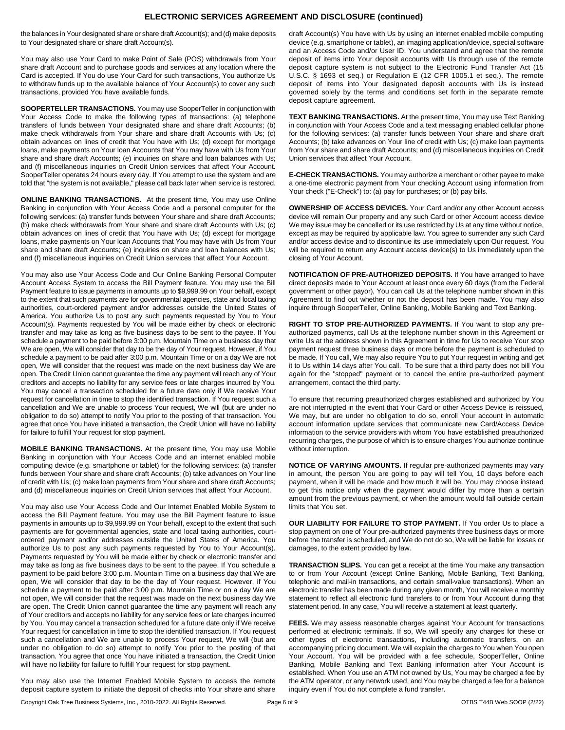the balances in Your designated share or share draft Account(s); and (d) make deposits to Your designated share or share draft Account(s).

You may also use Your Card to make Point of Sale (POS) withdrawals from Your share draft Account and to purchase goods and services at any location where the Card is accepted. If You do use Your Card for such transactions, You authorize Us to withdraw funds up to the available balance of Your Account(s) to cover any such transactions, provided You have available funds.

**SOOPERTELLER TRANSACTIONS.** You may use SooperTeller in conjunction with Your Access Code to make the following types of transactions: (a) telephone transfers of funds between Your designated share and share draft Accounts; (b) make check withdrawals from Your share and share draft Accounts with Us; (c) obtain advances on lines of credit that You have with Us; (d) except for mortgage loans, make payments on Your loan Accounts that You may have with Us from Your share and share draft Accounts; (e) inquiries on share and loan balances with Us; and (f) miscellaneous inquiries on Credit Union services that affect Your Account. SooperTeller operates 24 hours every day. If You attempt to use the system and are told that "the system is not available," please call back later when service is restored.

**ONLINE BANKING TRANSACTIONS.** At the present time, You may use Online Banking in conjunction with Your Access Code and a personal computer for the following services: (a) transfer funds between Your share and share draft Accounts; (b) make check withdrawals from Your share and share draft Accounts with Us; (c) obtain advances on lines of credit that You have with Us; (d) except for mortgage loans, make payments on Your loan Accounts that You may have with Us from Your share and share draft Accounts; (e) inquiries on share and loan balances with Us; and (f) miscellaneous inquiries on Credit Union services that affect Your Account.

You may also use Your Access Code and Our Online Banking Personal Computer Account Access System to access the Bill Payment feature. You may use the Bill Payment feature to issue payments in amounts up to $9,999.99 on Your behalf, except to the extent that such payments are for governmental agencies, state and local taxing authorities, court-ordered payment and/or addresses outside the United States of America. You authorize Us to post any such payments requested by You to Your Account(s). Payments requested by You will be made either by check or electronic transfer and may take as long as five business days to be sent to the payee. If You schedule a payment to be paid before 3:00 p.m. Mountain Time on a business day that We are open, We will consider that day to be the day of Your request. However, if You schedule a payment to be paid after 3:00 p.m. Mountain Time or on a day We are not open, We will consider that the request was made on the next business day We are open. The Credit Union cannot guarantee the time any payment will reach any of Your creditors and accepts no liability for any service fees or late charges incurred by You. You may cancel a transaction scheduled for a future date only if We receive Your request for cancellation in time to stop the identified transaction. If You request such a cancellation and We are unable to process Your request, We will (but are under no obligation to do so) attempt to notify You prior to the posting of that transaction. You agree that once You have initiated a transaction, the Credit Union will have no liability for failure to fulfill Your request for stop payment.

**MOBILE BANKING TRANSACTIONS.** At the present time, You may use Mobile Banking in conjunction with Your Access Code and an internet enabled mobile computing device (e.g. smartphone or tablet) for the following services: (a) transfer funds between Your share and share draft Accounts; (b) take advances on Your line of credit with Us; (c) make loan payments from Your share and share draft Accounts; and (d) miscellaneous inquiries on Credit Union services that affect Your Account.

You may also use Your Access Code and Our Internet Enabled Mobile System to access the Bill Payment feature. You may use the Bill Payment feature to issue payments in amounts up to $9,999.99 on Your behalf, except to the extent that such payments are for governmental agencies, state and local taxing authorities, court-ordered payment and/or addresses outside the United States of America. You authorize Us to post any such payments requested by You to Your Account(s). Payments requested by You will be made either by check or electronic transfer and may take as long as five business days to be sent to the payee. If You schedule a payment to be paid before 3:00 p.m. Mountain Time on a business day that We are open, We will consider that day to be the day of Your request. However, if You schedule a payment to be paid after 3:00 p.m. Mountain Time or on a day We are not open, We will consider that the request was made on the next business day We are open. The Credit Union cannot guarantee the time any payment will reach any of Your creditors and accepts no liability for any service fees or late charges incurred by You. You may cancel a transaction scheduled for a future date only if We receive Your request for cancellation in time to stop the identified transaction. If You request such a cancellation and We are unable to process Your request, We will (but are under no obligation to do so) attempt to notify You prior to the posting of that transaction. You agree that once You have initiated a transaction, the Credit Union will have no liability for failure to fulfill Your request for stop payment.

You may also use the Internet Enabled Mobile System to access the remote deposit capture system to initiate the deposit of checks into Your share and share draft Account(s) You have with Us by using an internet enabled mobile computing device (e.g. smartphone or tablet), an imaging application/device, special software and an Access Code and/or User ID. You understand and agree that the remote deposit of items into Your deposit accounts with Us through use of the remote deposit capture system is not subject to the Electronic Fund Transfer Act (15 U.S.C. § 1693 et seq.) or Regulation E (12 CFR 1005.1 et seq.). The remote deposit of items into Your designated deposit accounts with Us is instead governed solely by the terms and conditions set forth in the separate remote deposit capture agreement.

**TEXT BANKING TRANSACTIONS.** At the present time, You may use Text Banking in conjunction with Your Access Code and a text messaging enabled cellular phone for the following services: (a) transfer funds between Your share and share draft Accounts; (b) take advances on Your line of credit with Us; (c) make loan payments from Your share and share draft Accounts; and (d) miscellaneous inquiries on Credit Union services that affect Your Account.

**E-CHECK TRANSACTIONS.** You may authorize a merchant or other payee to make a one-time electronic payment from Your checking Account using information from Your check ("E-Check") to: (a) pay for purchases; or (b) pay bills.

**OWNERSHIP OF ACCESS DEVICES.** Your Card and/or any other Account access device will remain Our property and any such Card or other Account access device We may issue may be cancelled or its use restricted by Us at any time without notice, except as may be required by applicable law. You agree to surrender any such Card and/or access device and to discontinue its use immediately upon Our request. You will be required to return any Account access device(s) to Us immediately upon the closing of Your Account.

**NOTIFICATION OF PRE-AUTHORIZED DEPOSITS.** If You have arranged to have direct deposits made to Your Account at least once every 60 days (from the Federal government or other payor), You can call Us at the telephone number shown in this Agreement to find out whether or not the deposit has been made. You may also inquire through SooperTeller, Online Banking, Mobile Banking and Text Banking.

**RIGHT TO STOP PRE-AUTHORIZED PAYMENTS.** If You want to stop any pre-authorized payments, call Us at the telephone number shown in this Agreement or write Us at the address shown in this Agreement in time for Us to receive Your stop payment request three business days or more before the payment is scheduled to be made. If You call, We may also require You to put Your request in writing and get it to Us within 14 days after You call. To be sure that a third party does not bill You again for the "stopped" payment or to cancel the entire pre-authorized payment arrangement, contact the third party.

To ensure that recurring preauthorized charges established and authorized by You are not interrupted in the event that Your Card or other Access Device is reissued, We may, but are under no obligation to do so, enroll Your account in automatic account information update services that communicate new Card/Access Device information to the service providers with whom You have established preauthorized recurring charges, the purpose of which is to ensure charges You authorize continue without interruption.

**NOTICE OF VARYING AMOUNTS.** If regular pre-authorized payments may vary in amount, the person You are going to pay will tell You, 10 days before each payment, when it will be made and how much it will be. You may choose instead to get this notice only when the payment would differ by more than a certain amount from the previous payment, or when the amount would fall outside certain limits that You set.

**OUR LIABILITY FOR FAILURE TO STOP PAYMENT.** If You order Us to place a stop payment on one of Your pre-authorized payments three business days or more before the transfer is scheduled, and We do not do so, We will be liable for losses or damages, to the extent provided by law.

**TRANSACTION SLIPS.** You can get a receipt at the time You make any transaction to or from Your Account (except Online Banking, Mobile Banking, Text Banking, telephonic and mail-in transactions, and certain small-value transactions). When an electronic transfer has been made during any given month, You will receive a monthly statement to reflect all electronic fund transfers to or from Your Account during that statement period. In any case, You will receive a statement at least quarterly.

**FEES.** We may assess reasonable charges against Your Account for transactions performed at electronic terminals. If so, We will specify any charges for these or other types of electronic transactions, including automatic transfers, on an accompanying pricing document. We will explain the charges to You when You open Your Account. You will be provided with a fee schedule, SooperTeller, Online Banking, Mobile Banking and Text Banking information after Your Account is established. When You use an ATM not owned by Us, You may be charged a fee by the ATM operator, or any network used, and You may be charged a fee for a balance inquiry even if You do not complete a fund transfer.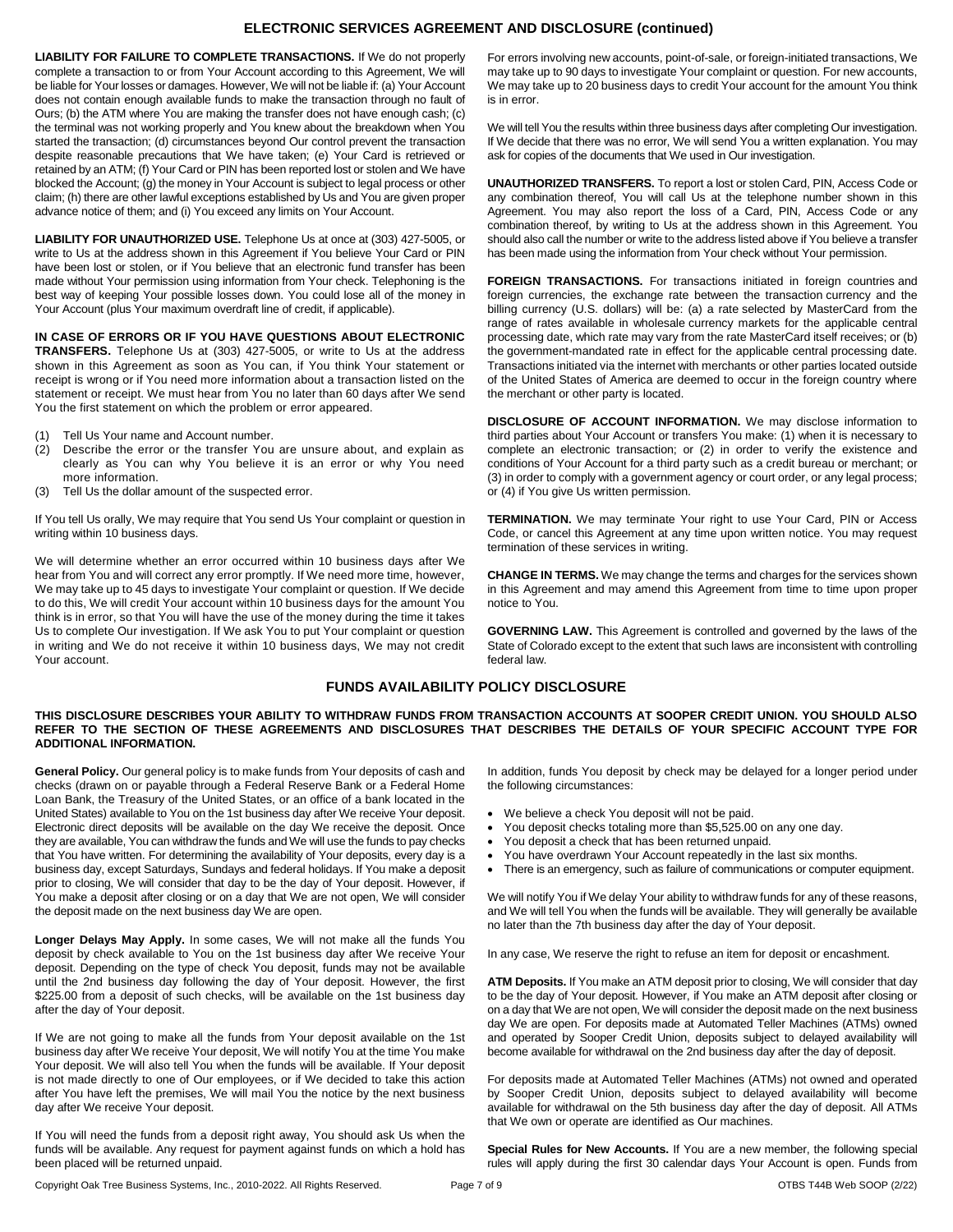## ELECTRONIC SERVICES AGREEMENT AND DISCLOSURE (continued)

**LIABILITY FOR FAILURE TO COMPLETE TRANSACTIONS.** If We do not properly complete a transaction to or from Your Account according to this Agreement, We will be liable for Your losses or damages. However, We will not be liable if: (a) Your Account does not contain enough available funds to make the transaction through no fault of Ours; (b) the ATM where You are making the transfer does not have enough cash; (c) the terminal was not working properly and You knew about the breakdown when You started the transaction; (d) circumstances beyond Our control prevent the transaction despite reasonable precautions that We have taken; (e) Your Card is retrieved or retained by an ATM; (f) Your Card or PIN has been reported lost or stolen and We have blocked the Account; (g) the money in Your Account is subject to legal process or other claim; (h) there are other lawful exceptions established by Us and You are given proper advance notice of them; and (i) You exceed any limits on Your Account.

**LIABILITY FOR UNAUTHORIZED USE.** Telephone Us at once at (303) 427-5005, or write to Us at the address shown in this Agreement if You believe Your Card or PIN have been lost or stolen, or if You believe that an electronic fund transfer has been made without Your permission using information from Your check. Telephoning is the best way of keeping Your possible losses down. You could lose all of the money in Your Account (plus Your maximum overdraft line of credit, if applicable).

**IN CASE OF ERRORS OR IF YOU HAVE QUESTIONS ABOUT ELECTRONIC TRANSFERS.** Telephone Us at (303) 427-5005, or write to Us at the address shown in this Agreement as soon as You can, if You think Your statement or receipt is wrong or if You need more information about a transaction listed on the statement or receipt. We must hear from You no later than 60 days after We send You the first statement on which the problem or error appeared.

(1) Tell Us Your name and Account number.
(2) Describe the error or the transfer You are unsure about, and explain as clearly as You can why You believe it is an error or why You need more information.
(3) Tell Us the dollar amount of the suspected error.

If You tell Us orally, We may require that You send Us Your complaint or question in writing within 10 business days.

We will determine whether an error occurred within 10 business days after We hear from You and will correct any error promptly. If We need more time, however, We may take up to 45 days to investigate Your complaint or question. If We decide to do this, We will credit Your account within 10 business days for the amount You think is in error, so that You will have the use of the money during the time it takes Us to complete Our investigation. If We ask You to put Your complaint or question in writing and We do not receive it within 10 business days, We may not credit Your account.

For errors involving new accounts, point-of-sale, or foreign-initiated transactions, We may take up to 90 days to investigate Your complaint or question. For new accounts, We may take up to 20 business days to credit Your account for the amount You think is in error.

We will tell You the results within three business days after completing Our investigation. If We decide that there was no error, We will send You a written explanation. You may ask for copies of the documents that We used in Our investigation.

**UNAUTHORIZED TRANSFERS.** To report a lost or stolen Card, PIN, Access Code or any combination thereof, You will call Us at the telephone number shown in this Agreement. You may also report the loss of a Card, PIN, Access Code or any combination thereof, by writing to Us at the address shown in this Agreement. You should also call the number or write to the address listed above if You believe a transfer has been made using the information from Your check without Your permission.

**FOREIGN TRANSACTIONS.** For transactions initiated in foreign countries and foreign currencies, the exchange rate between the transaction currency and the billing currency (U.S. dollars) will be: (a) a rate selected by MasterCard from the range of rates available in wholesale currency markets for the applicable central processing date, which rate may vary from the rate MasterCard itself receives; or (b) the government-mandated rate in effect for the applicable central processing date. Transactions initiated via the internet with merchants or other parties located outside of the United States of America are deemed to occur in the foreign country where the merchant or other party is located.

**DISCLOSURE OF ACCOUNT INFORMATION.** We may disclose information to third parties about Your Account or transfers You make: (1) when it is necessary to complete an electronic transaction; or (2) in order to verify the existence and conditions of Your Account for a third party such as a credit bureau or merchant; or (3) in order to comply with a government agency or court order, or any legal process; or (4) if You give Us written permission.

**TERMINATION.** We may terminate Your right to use Your Card, PIN or Access Code, or cancel this Agreement at any time upon written notice. You may request termination of these services in writing.

**CHANGE IN TERMS.** We may change the terms and charges for the services shown in this Agreement and may amend this Agreement from time to time upon proper notice to You.

**GOVERNING LAW.** This Agreement is controlled and governed by the laws of the State of Colorado except to the extent that such laws are inconsistent with controlling federal law.

## FUNDS AVAILABILITY POLICY DISCLOSURE

**THIS DISCLOSURE DESCRIBES YOUR ABILITY TO WITHDRAW FUNDS FROM TRANSACTION ACCOUNTS AT SOOPER CREDIT UNION. YOU SHOULD ALSO REFER TO THE SECTION OF THESE AGREEMENTS AND DISCLOSURES THAT DESCRIBES THE DETAILS OF YOUR SPECIFIC ACCOUNT TYPE FOR ADDITIONAL INFORMATION.**

**General Policy.** Our general policy is to make funds from Your deposits of cash and checks (drawn on or payable through a Federal Reserve Bank or a Federal Home Loan Bank, the Treasury of the United States, or an office of a bank located in the United States) available to You on the 1st business day after We receive Your deposit. Electronic direct deposits will be available on the day We receive the deposit. Once they are available, You can withdraw the funds and We will use the funds to pay checks that You have written. For determining the availability of Your deposits, every day is a business day, except Saturdays, Sundays and federal holidays. If You make a deposit prior to closing, We will consider that day to be the day of Your deposit. However, if You make a deposit after closing or on a day that We are not open, We will consider the deposit made on the next business day We are open.

**Longer Delays May Apply.** In some cases, We will not make all the funds You deposit by check available to You on the 1st business day after We receive Your deposit. Depending on the type of check You deposit, funds may not be available until the 2nd business day following the day of Your deposit. However, the first $225.00 from a deposit of such checks, will be available on the 1st business day after the day of Your deposit.

If We are not going to make all the funds from Your deposit available on the 1st business day after We receive Your deposit, We will notify You at the time You make Your deposit. We will also tell You when the funds will be available. If Your deposit is not made directly to one of Our employees, or if We decided to take this action after You have left the premises, We will mail You the notice by the next business day after We receive Your deposit.

If You will need the funds from a deposit right away, You should ask Us when the funds will be available. Any request for payment against funds on which a hold has been placed will be returned unpaid.

In addition, funds You deposit by check may be delayed for a longer period under the following circumstances:

- We believe a check You deposit will not be paid.
- You deposit checks totaling more than $5,525.00 on any one day.
- You deposit a check that has been returned unpaid.
- You have overdrawn Your Account repeatedly in the last six months.
- There is an emergency, such as failure of communications or computer equipment.

We will notify You if We delay Your ability to withdraw funds for any of these reasons, and We will tell You when the funds will be available. They will generally be available no later than the 7th business day after the day of Your deposit.

In any case, We reserve the right to refuse an item for deposit or encashment.

**ATM Deposits.** If You make an ATM deposit prior to closing, We will consider that day to be the day of Your deposit. However, if You make an ATM deposit after closing or on a day that We are not open, We will consider the deposit made on the next business day We are open. For deposits made at Automated Teller Machines (ATMs) owned and operated by Sooper Credit Union, deposits subject to delayed availability will become available for withdrawal on the 2nd business day after the day of deposit.

For deposits made at Automated Teller Machines (ATMs) not owned and operated by Sooper Credit Union, deposits subject to delayed availability will become available for withdrawal on the 5th business day after the day of deposit. All ATMs that We own or operate are identified as Our machines.

**Special Rules for New Accounts.** If You are a new member, the following special rules will apply during the first 30 calendar days Your Account is open. Funds from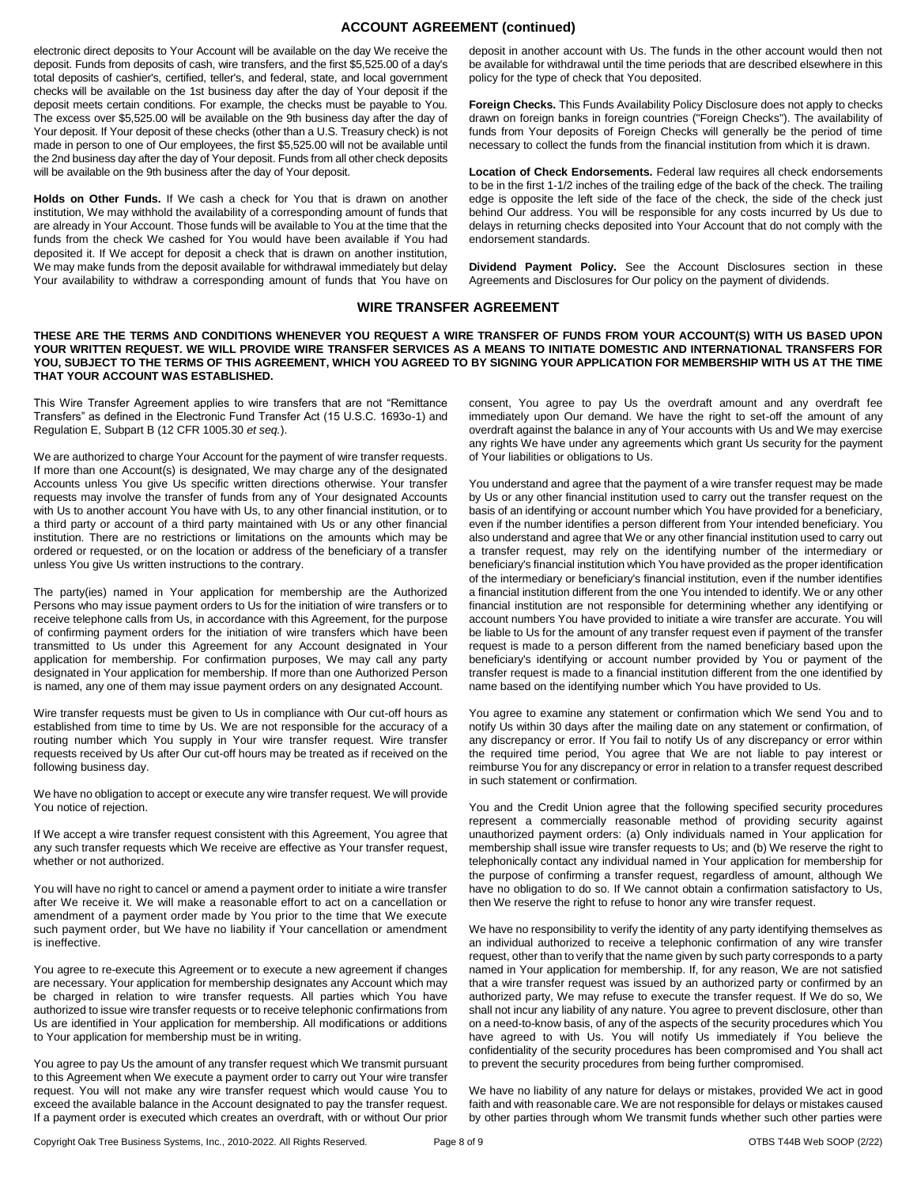## ACCOUNT AGREEMENT (continued)

electronic direct deposits to Your Account will be available on the day We receive the deposit. Funds from deposits of cash, wire transfers, and the first $5,525.00 of a day's total deposits of cashier's, certified, teller's, and federal, state, and local government checks will be available on the 1st business day after the day of Your deposit if the deposit meets certain conditions. For example, the checks must be payable to You. The excess over $5,525.00 will be available on the 9th business day after the day of Your deposit. If Your deposit of these checks (other than a U.S. Treasury check) is not made in person to one of Our employees, the first $5,525.00 will not be available until the 2nd business day after the day of Your deposit. Funds from all other check deposits will be available on the 9th business after the day of Your deposit.

**Holds on Other Funds.** If We cash a check for You that is drawn on another institution, We may withhold the availability of a corresponding amount of funds that are already in Your Account. Those funds will be available to You at the time that the funds from the check We cashed for You would have been available if You had deposited it. If We accept for deposit a check that is drawn on another institution, We may make funds from the deposit available for withdrawal immediately but delay Your availability to withdraw a corresponding amount of funds that You have on deposit in another account with Us. The funds in the other account would then not be available for withdrawal until the time periods that are described elsewhere in this policy for the type of check that You deposited.

**Foreign Checks.** This Funds Availability Policy Disclosure does not apply to checks drawn on foreign banks in foreign countries ("Foreign Checks"). The availability of funds from Your deposits of Foreign Checks will generally be the period of time necessary to collect the funds from the financial institution from which it is drawn.

**Location of Check Endorsements.** Federal law requires all check endorsements to be in the first 1-1/2 inches of the trailing edge of the back of the check. The trailing edge is opposite the left side of the face of the check, the side of the check just behind Our address. You will be responsible for any costs incurred by Us due to delays in returning checks deposited into Your Account that do not comply with the endorsement standards.

**Dividend Payment Policy.** See the Account Disclosures section in these Agreements and Disclosures for Our policy on the payment of dividends.

## WIRE TRANSFER AGREEMENT

**THESE ARE THE TERMS AND CONDITIONS WHENEVER YOU REQUEST A WIRE TRANSFER OF FUNDS FROM YOUR ACCOUNT(S) WITH US BASED UPON YOUR WRITTEN REQUEST. WE WILL PROVIDE WIRE TRANSFER SERVICES AS A MEANS TO INITIATE DOMESTIC AND INTERNATIONAL TRANSFERS FOR YOU, SUBJECT TO THE TERMS OF THIS AGREEMENT, WHICH YOU AGREED TO BY SIGNING YOUR APPLICATION FOR MEMBERSHIP WITH US AT THE TIME THAT YOUR ACCOUNT WAS ESTABLISHED.**

This Wire Transfer Agreement applies to wire transfers that are not "Remittance Transfers" as defined in the Electronic Fund Transfer Act (15 U.S.C. 1693o-1) and Regulation E, Subpart B (12 CFR 1005.30 *et seq.*).

We are authorized to charge Your Account for the payment of wire transfer requests. If more than one Account(s) is designated, We may charge any of the designated Accounts unless You give Us specific written directions otherwise. Your transfer requests may involve the transfer of funds from any of Your designated Accounts with Us to another account You have with Us, to any other financial institution, or to a third party or account of a third party maintained with Us or any other financial institution. There are no restrictions or limitations on the amounts which may be ordered or requested, or on the location or address of the beneficiary of a transfer unless You give Us written instructions to the contrary.

The party(ies) named in Your application for membership are the Authorized Persons who may issue payment orders to Us for the initiation of wire transfers or to receive telephone calls from Us, in accordance with this Agreement, for the purpose of confirming payment orders for the initiation of wire transfers which have been transmitted to Us under this Agreement for any Account designated in Your application for membership. For confirmation purposes, We may call any party designated in Your application for membership. If more than one Authorized Person is named, any one of them may issue payment orders on any designated Account.

Wire transfer requests must be given to Us in compliance with Our cut-off hours as established from time to time by Us. We are not responsible for the accuracy of a routing number which You supply in Your wire transfer request. Wire transfer requests received by Us after Our cut-off hours may be treated as if received on the following business day.

We have no obligation to accept or execute any wire transfer request. We will provide You notice of rejection.

If We accept a wire transfer request consistent with this Agreement, You agree that any such transfer requests which We receive are effective as Your transfer request, whether or not authorized.

You will have no right to cancel or amend a payment order to initiate a wire transfer after We receive it. We will make a reasonable effort to act on a cancellation or amendment of a payment order made by You prior to the time that We execute such payment order, but We have no liability if Your cancellation or amendment is ineffective.

You agree to re-execute this Agreement or to execute a new agreement if changes are necessary. Your application for membership designates any Account which may be charged in relation to wire transfer requests. All parties which You have authorized to issue wire transfer requests or to receive telephonic confirmations from Us are identified in Your application for membership. All modifications or additions to Your application for membership must be in writing.

You agree to pay Us the amount of any transfer request which We transmit pursuant to this Agreement when We execute a payment order to carry out Your wire transfer request. You will not make any wire transfer request which would cause You to exceed the available balance in the Account designated to pay the transfer request. If a payment order is executed which creates an overdraft, with or without Our prior consent, You agree to pay Us the overdraft amount and any overdraft fee immediately upon Our demand. We have the right to set-off the amount of any overdraft against the balance in any of Your accounts with Us and We may exercise any rights We have under any agreements which grant Us security for the payment of Your liabilities or obligations to Us.

You understand and agree that the payment of a wire transfer request may be made by Us or any other financial institution used to carry out the transfer request on the basis of an identifying or account number which You have provided for a beneficiary, even if the number identifies a person different from Your intended beneficiary. You also understand and agree that We or any other financial institution used to carry out a transfer request, may rely on the identifying number of the intermediary or beneficiary's financial institution which You have provided as the proper identification of the intermediary or beneficiary's financial institution, even if the number identifies a financial institution different from the one You intended to identify. We or any other financial institution are not responsible for determining whether any identifying or account numbers You have provided to initiate a wire transfer are accurate. You will be liable to Us for the amount of any transfer request even if payment of the transfer request is made to a person different from the named beneficiary based upon the beneficiary's identifying or account number provided by You or payment of the transfer request is made to a financial institution different from the one identified by name based on the identifying number which You have provided to Us.

You agree to examine any statement or confirmation which We send You and to notify Us within 30 days after the mailing date on any statement or confirmation, of any discrepancy or error. If You fail to notify Us of any discrepancy or error within the required time period, You agree that We are not liable to pay interest or reimburse You for any discrepancy or error in relation to a transfer request described in such statement or confirmation.

You and the Credit Union agree that the following specified security procedures represent a commercially reasonable method of providing security against unauthorized payment orders: (a) Only individuals named in Your application for membership shall issue wire transfer requests to Us; and (b) We reserve the right to telephonically contact any individual named in Your application for membership for the purpose of confirming a transfer request, regardless of amount, although We have no obligation to do so. If We cannot obtain a confirmation satisfactory to Us, then We reserve the right to refuse to honor any wire transfer request.

We have no responsibility to verify the identity of any party identifying themselves as an individual authorized to receive a telephonic confirmation of any wire transfer request, other than to verify that the name given by such party corresponds to a party named in Your application for membership. If, for any reason, We are not satisfied that a wire transfer request was issued by an authorized party or confirmed by an authorized party, We may refuse to execute the transfer request. If We do so, We shall not incur any liability of any nature. You agree to prevent disclosure, other than on a need-to-know basis, of any of the aspects of the security procedures which You have agreed to with Us. You will notify Us immediately if You believe the confidentiality of the security procedures has been compromised and You shall act to prevent the security procedures from being further compromised.

We have no liability of any nature for delays or mistakes, provided We act in good faith and with reasonable care. We are not responsible for delays or mistakes caused by other parties through whom We transmit funds whether such other parties were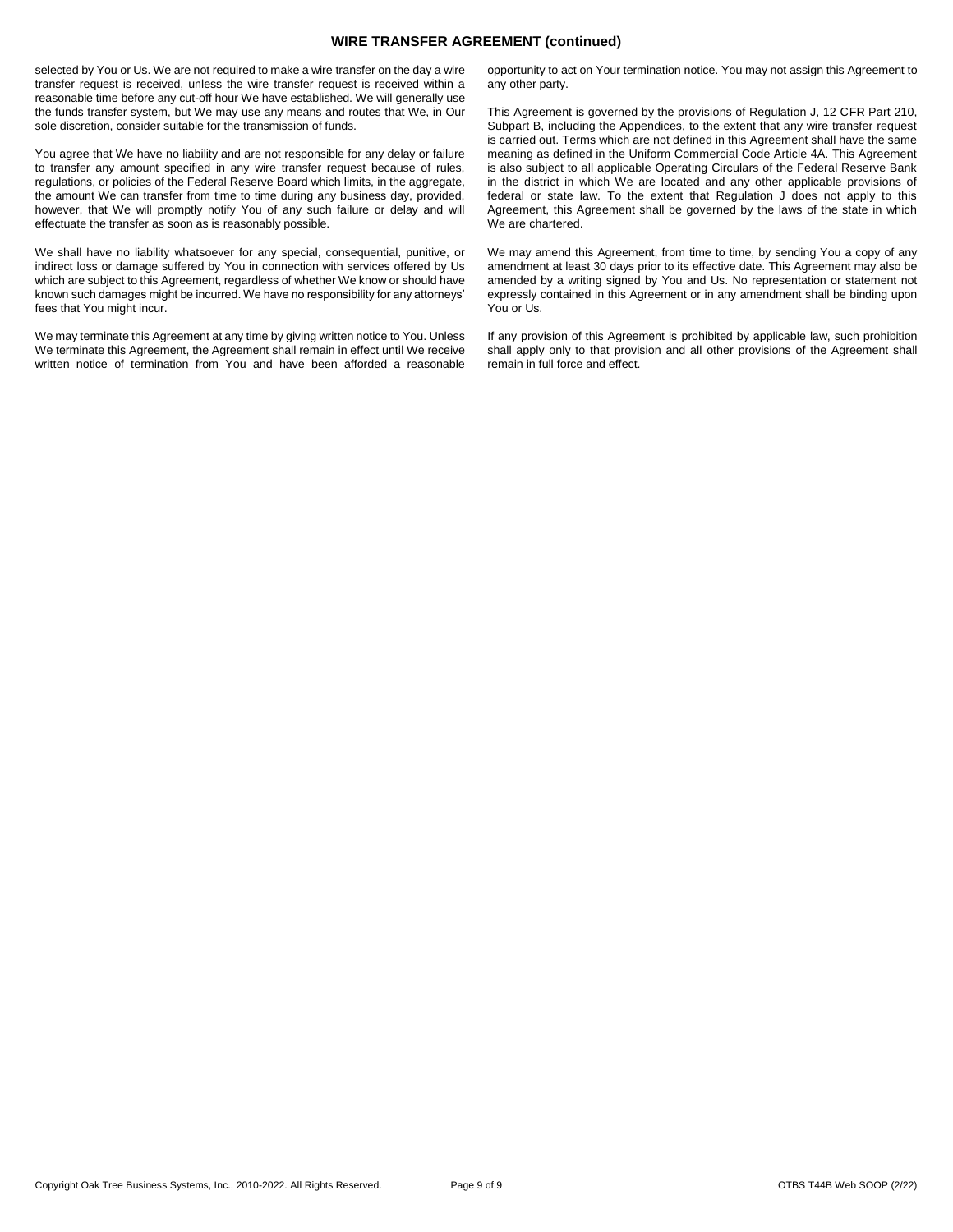## WIRE TRANSFER AGREEMENT (continued)

selected by You or Us. We are not required to make a wire transfer on the day a wire transfer request is received, unless the wire transfer request is received within a reasonable time before any cut-off hour We have established. We will generally use the funds transfer system, but We may use any means and routes that We, in Our sole discretion, consider suitable for the transmission of funds.

You agree that We have no liability and are not responsible for any delay or failure to transfer any amount specified in any wire transfer request because of rules, regulations, or policies of the Federal Reserve Board which limits, in the aggregate, the amount We can transfer from time to time during any business day, provided, however, that We will promptly notify You of any such failure or delay and will effectuate the transfer as soon as is reasonably possible.

We shall have no liability whatsoever for any special, consequential, punitive, or indirect loss or damage suffered by You in connection with services offered by Us which are subject to this Agreement, regardless of whether We know or should have known such damages might be incurred. We have no responsibility for any attorneys' fees that You might incur.

We may terminate this Agreement at any time by giving written notice to You. Unless We terminate this Agreement, the Agreement shall remain in effect until We receive written notice of termination from You and have been afforded a reasonable opportunity to act on Your termination notice. You may not assign this Agreement to any other party.

This Agreement is governed by the provisions of Regulation J, 12 CFR Part 210, Subpart B, including the Appendices, to the extent that any wire transfer request is carried out. Terms which are not defined in this Agreement shall have the same meaning as defined in the Uniform Commercial Code Article 4A. This Agreement is also subject to all applicable Operating Circulars of the Federal Reserve Bank in the district in which We are located and any other applicable provisions of federal or state law. To the extent that Regulation J does not apply to this Agreement, this Agreement shall be governed by the laws of the state in which We are chartered.

We may amend this Agreement, from time to time, by sending You a copy of any amendment at least 30 days prior to its effective date. This Agreement may also be amended by a writing signed by You and Us. No representation or statement not expressly contained in this Agreement or in any amendment shall be binding upon You or Us.

If any provision of this Agreement is prohibited by applicable law, such prohibition shall apply only to that provision and all other provisions of the Agreement shall remain in full force and effect.

Copyright Oak Tree Business Systems, Inc., 2010-2022. All Rights Reserved.

OTBS T44B Web SOOP (2/22)